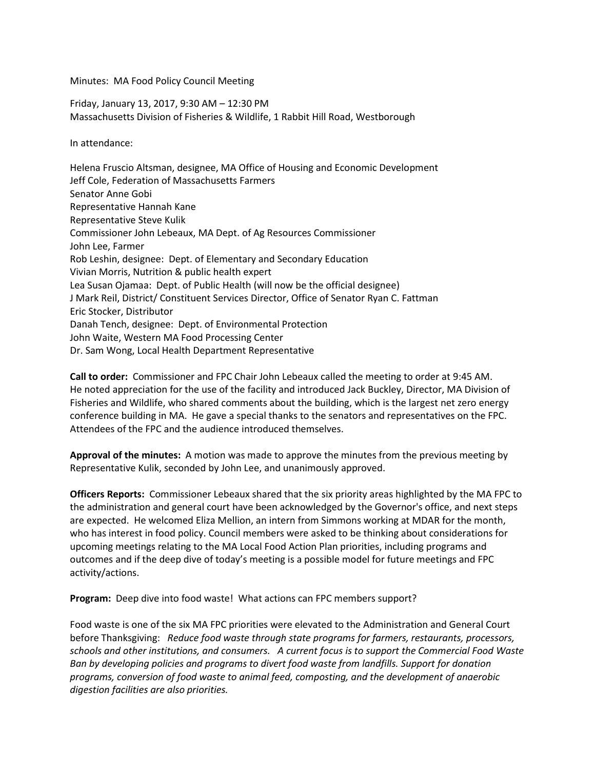Minutes: MA Food Policy Council Meeting

Friday, January 13, 2017, 9:30 AM – 12:30 PM
Massachusetts Division of Fisheries & Wildlife, 1 Rabbit Hill Road, Westborough

In attendance:

Helena Fruscio Altsman, designee, MA Office of Housing and Economic Development
Jeff Cole, Federation of Massachusetts Farmers
Senator Anne Gobi
Representative Hannah Kane
Representative Steve Kulik
Commissioner John Lebeaux, MA Dept. of Ag Resources Commissioner
John Lee, Farmer
Rob Leshin, designee: Dept. of Elementary and Secondary Education
Vivian Morris, Nutrition & public health expert
Lea Susan Ojamaa: Dept. of Public Health (will now be the official designee)
J Mark Reil, District/ Constituent Services Director, Office of Senator Ryan C. Fattman
Eric Stocker, Distributor
Danah Tench, designee: Dept. of Environmental Protection
John Waite, Western MA Food Processing Center
Dr. Sam Wong, Local Health Department Representative

**Call to order:** Commissioner and FPC Chair John Lebeaux called the meeting to order at 9:45 AM. He noted appreciation for the use of the facility and introduced Jack Buckley, Director, MA Division of Fisheries and Wildlife, who shared comments about the building, which is the largest net zero energy conference building in MA. He gave a special thanks to the senators and representatives on the FPC. Attendees of the FPC and the audience introduced themselves.

**Approval of the minutes:** A motion was made to approve the minutes from the previous meeting by Representative Kulik, seconded by John Lee, and unanimously approved.

**Officers Reports:** Commissioner Lebeaux shared that the six priority areas highlighted by the MA FPC to the administration and general court have been acknowledged by the Governor's office, and next steps are expected. He welcomed Eliza Mellion, an intern from Simmons working at MDAR for the month, who has interest in food policy. Council members were asked to be thinking about considerations for upcoming meetings relating to the MA Local Food Action Plan priorities, including programs and outcomes and if the deep dive of today's meeting is a possible model for future meetings and FPC activity/actions.

**Program:** Deep dive into food waste! What actions can FPC members support?

Food waste is one of the six MA FPC priorities were elevated to the Administration and General Court before Thanksgiving: *Reduce food waste through state programs for farmers, restaurants, processors, schools and other institutions, and consumers. A current focus is to support the Commercial Food Waste Ban by developing policies and programs to divert food waste from landfills. Support for donation programs, conversion of food waste to animal feed, composting, and the development of anaerobic digestion facilities are also priorities.*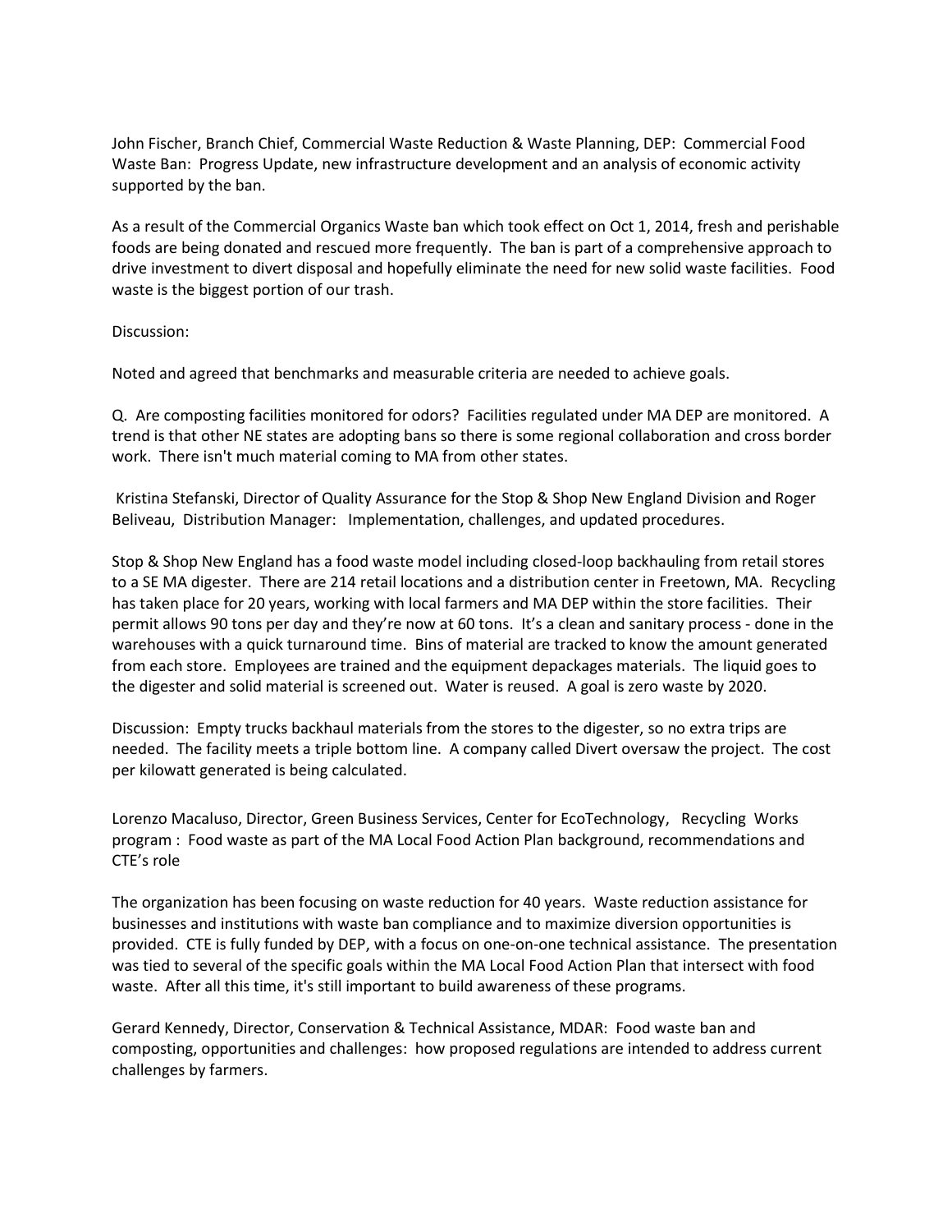John Fischer, Branch Chief, Commercial Waste Reduction & Waste Planning, DEP: Commercial Food Waste Ban: Progress Update, new infrastructure development and an analysis of economic activity supported by the ban.

As a result of the Commercial Organics Waste ban which took effect on Oct 1, 2014, fresh and perishable foods are being donated and rescued more frequently. The ban is part of a comprehensive approach to drive investment to divert disposal and hopefully eliminate the need for new solid waste facilities. Food waste is the biggest portion of our trash.

Discussion:

Noted and agreed that benchmarks and measurable criteria are needed to achieve goals.

Q. Are composting facilities monitored for odors? Facilities regulated under MA DEP are monitored. A trend is that other NE states are adopting bans so there is some regional collaboration and cross border work. There isn't much material coming to MA from other states.

Kristina Stefanski, Director of Quality Assurance for the Stop & Shop New England Division and Roger Beliveau, Distribution Manager: Implementation, challenges, and updated procedures.

Stop & Shop New England has a food waste model including closed-loop backhauling from retail stores to a SE MA digester. There are 214 retail locations and a distribution center in Freetown, MA. Recycling has taken place for 20 years, working with local farmers and MA DEP within the store facilities. Their permit allows 90 tons per day and they're now at 60 tons. It's a clean and sanitary process - done in the warehouses with a quick turnaround time. Bins of material are tracked to know the amount generated from each store. Employees are trained and the equipment depackages materials. The liquid goes to the digester and solid material is screened out. Water is reused. A goal is zero waste by 2020.

Discussion: Empty trucks backhaul materials from the stores to the digester, so no extra trips are needed. The facility meets a triple bottom line. A company called Divert oversaw the project. The cost per kilowatt generated is being calculated.

Lorenzo Macaluso, Director, Green Business Services, Center for EcoTechnology, Recycling Works program : Food waste as part of the MA Local Food Action Plan background, recommendations and CTE's role

The organization has been focusing on waste reduction for 40 years. Waste reduction assistance for businesses and institutions with waste ban compliance and to maximize diversion opportunities is provided. CTE is fully funded by DEP, with a focus on one-on-one technical assistance. The presentation was tied to several of the specific goals within the MA Local Food Action Plan that intersect with food waste. After all this time, it's still important to build awareness of these programs.

Gerard Kennedy, Director, Conservation & Technical Assistance, MDAR: Food waste ban and composting, opportunities and challenges: how proposed regulations are intended to address current challenges by farmers.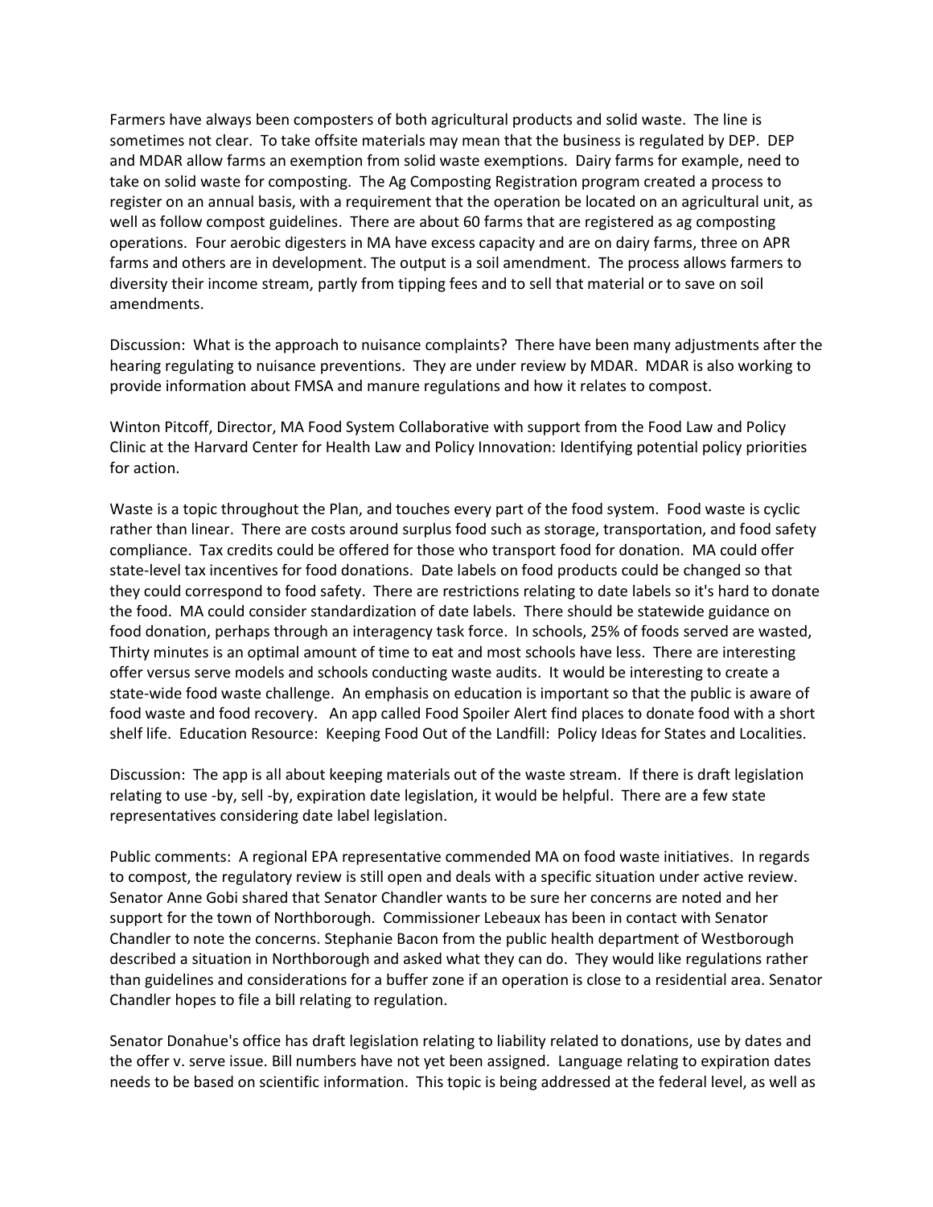Farmers have always been composters of both agricultural products and solid waste. The line is sometimes not clear. To take offsite materials may mean that the business is regulated by DEP. DEP and MDAR allow farms an exemption from solid waste exemptions. Dairy farms for example, need to take on solid waste for composting. The Ag Composting Registration program created a process to register on an annual basis, with a requirement that the operation be located on an agricultural unit, as well as follow compost guidelines. There are about 60 farms that are registered as ag composting operations. Four aerobic digesters in MA have excess capacity and are on dairy farms, three on APR farms and others are in development. The output is a soil amendment. The process allows farmers to diversity their income stream, partly from tipping fees and to sell that material or to save on soil amendments.

Discussion: What is the approach to nuisance complaints? There have been many adjustments after the hearing regulating to nuisance preventions. They are under review by MDAR. MDAR is also working to provide information about FMSA and manure regulations and how it relates to compost.

Winton Pitcoff, Director, MA Food System Collaborative with support from the Food Law and Policy Clinic at the Harvard Center for Health Law and Policy Innovation: Identifying potential policy priorities for action.

Waste is a topic throughout the Plan, and touches every part of the food system. Food waste is cyclic rather than linear. There are costs around surplus food such as storage, transportation, and food safety compliance. Tax credits could be offered for those who transport food for donation. MA could offer state-level tax incentives for food donations. Date labels on food products could be changed so that they could correspond to food safety. There are restrictions relating to date labels so it's hard to donate the food. MA could consider standardization of date labels. There should be statewide guidance on food donation, perhaps through an interagency task force. In schools, 25% of foods served are wasted, Thirty minutes is an optimal amount of time to eat and most schools have less. There are interesting offer versus serve models and schools conducting waste audits. It would be interesting to create a state-wide food waste challenge. An emphasis on education is important so that the public is aware of food waste and food recovery. An app called Food Spoiler Alert find places to donate food with a short shelf life. Education Resource: Keeping Food Out of the Landfill: Policy Ideas for States and Localities.

Discussion: The app is all about keeping materials out of the waste stream. If there is draft legislation relating to use -by, sell -by, expiration date legislation, it would be helpful. There are a few state representatives considering date label legislation.

Public comments: A regional EPA representative commended MA on food waste initiatives. In regards to compost, the regulatory review is still open and deals with a specific situation under active review. Senator Anne Gobi shared that Senator Chandler wants to be sure her concerns are noted and her support for the town of Northborough. Commissioner Lebeaux has been in contact with Senator Chandler to note the concerns. Stephanie Bacon from the public health department of Westborough described a situation in Northborough and asked what they can do. They would like regulations rather than guidelines and considerations for a buffer zone if an operation is close to a residential area. Senator Chandler hopes to file a bill relating to regulation.

Senator Donahue's office has draft legislation relating to liability related to donations, use by dates and the offer v. serve issue. Bill numbers have not yet been assigned. Language relating to expiration dates needs to be based on scientific information. This topic is being addressed at the federal level, as well as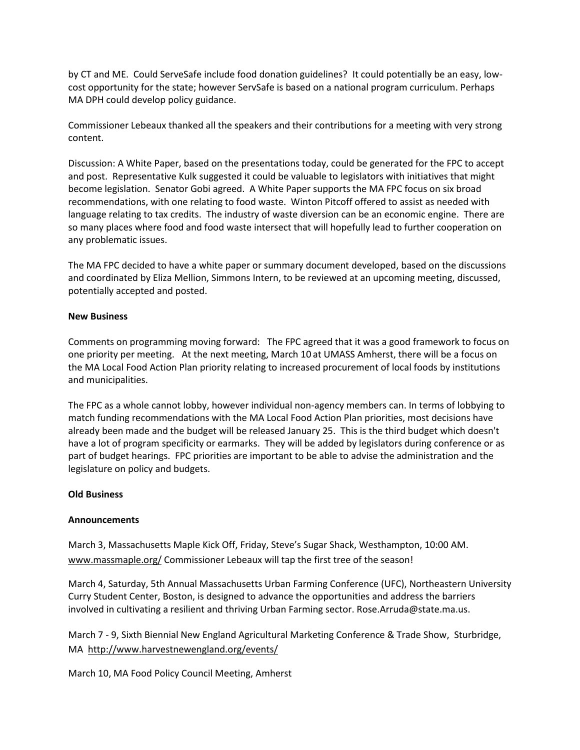by CT and ME. Could ServeSafe include food donation guidelines? It could potentially be an easy, low-cost opportunity for the state; however ServSafe is based on a national program curriculum. Perhaps MA DPH could develop policy guidance.

Commissioner Lebeaux thanked all the speakers and their contributions for a meeting with very strong content.

Discussion: A White Paper, based on the presentations today, could be generated for the FPC to accept and post. Representative Kulk suggested it could be valuable to legislators with initiatives that might become legislation. Senator Gobi agreed. A White Paper supports the MA FPC focus on six broad recommendations, with one relating to food waste. Winton Pitcoff offered to assist as needed with language relating to tax credits. The industry of waste diversion can be an economic engine. There are so many places where food and food waste intersect that will hopefully lead to further cooperation on any problematic issues.

The MA FPC decided to have a white paper or summary document developed, based on the discussions and coordinated by Eliza Mellion, Simmons Intern, to be reviewed at an upcoming meeting, discussed, potentially accepted and posted.

**New Business**

Comments on programming moving forward: The FPC agreed that it was a good framework to focus on one priority per meeting. At the next meeting, March 10 at UMASS Amherst, there will be a focus on the MA Local Food Action Plan priority relating to increased procurement of local foods by institutions and municipalities.

The FPC as a whole cannot lobby, however individual non-agency members can. In terms of lobbying to match funding recommendations with the MA Local Food Action Plan priorities, most decisions have already been made and the budget will be released January 25. This is the third budget which doesn't have a lot of program specificity or earmarks. They will be added by legislators during conference or as part of budget hearings. FPC priorities are important to be able to advise the administration and the legislature on policy and budgets.

**Old Business**

**Announcements**

March 3, Massachusetts Maple Kick Off, Friday, Steve's Sugar Shack, Westhampton, 10:00 AM. www.massmaple.org/ Commissioner Lebeaux will tap the first tree of the season!

March 4, Saturday, 5th Annual Massachusetts Urban Farming Conference (UFC), Northeastern University Curry Student Center, Boston, is designed to advance the opportunities and address the barriers involved in cultivating a resilient and thriving Urban Farming sector. Rose.Arruda@state.ma.us.

March 7 - 9, Sixth Biennial New England Agricultural Marketing Conference & Trade Show, Sturbridge, MA http://www.harvestnewengland.org/events/

March 10, MA Food Policy Council Meeting, Amherst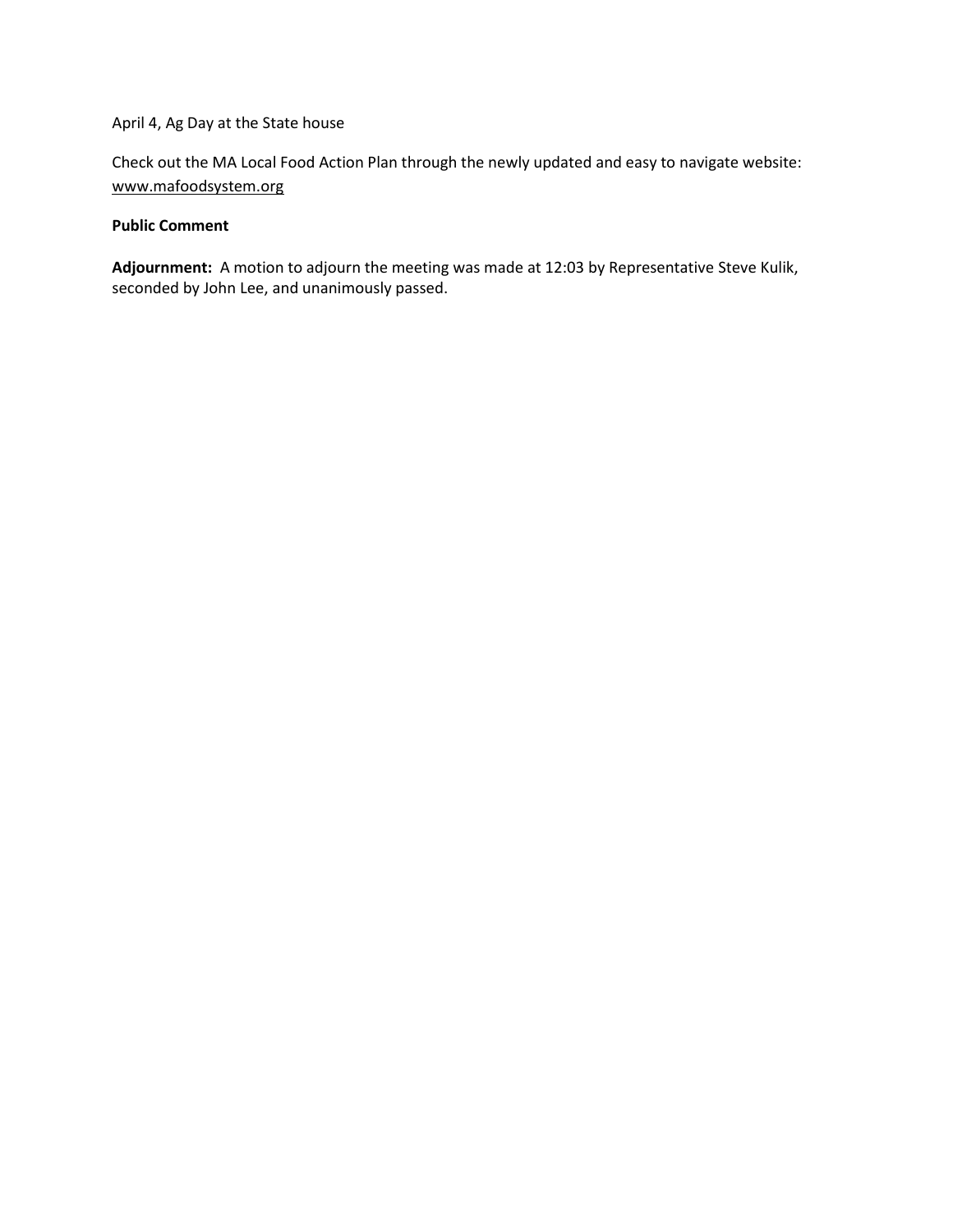April 4, Ag Day at the State house

Check out the MA Local Food Action Plan through the newly updated and easy to navigate website: www.mafoodsystem.org

**Public Comment**

**Adjournment:** A motion to adjourn the meeting was made at 12:03 by Representative Steve Kulik, seconded by John Lee, and unanimously passed.